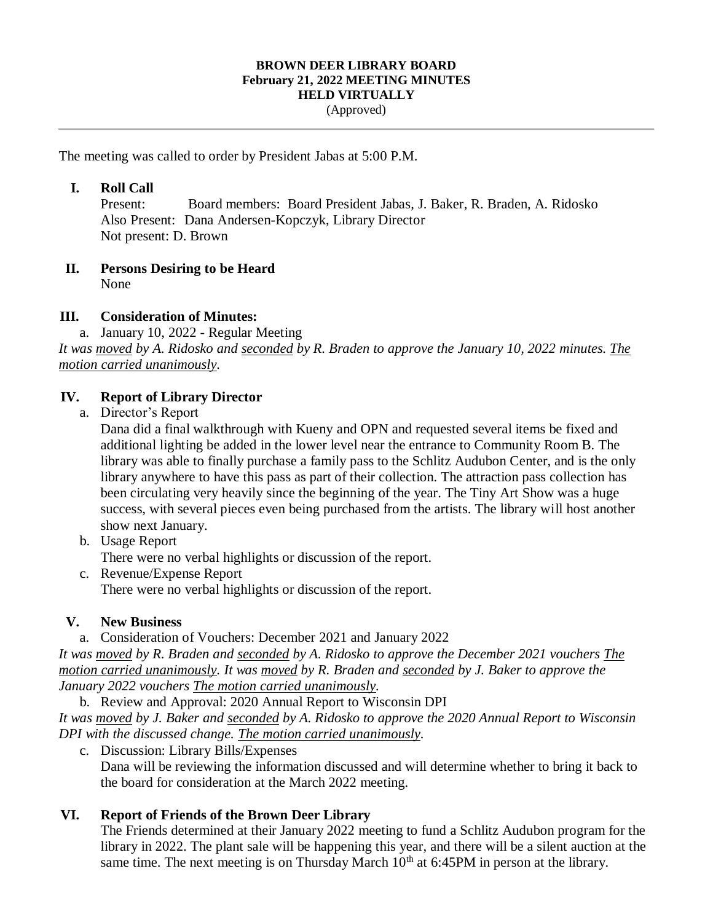# BROWN DEER LIBRARY BOARD
## February 21, 2022 MEETING MINUTES
## HELD VIRTUALLY
(Approved)

---

The meeting was called to order by President Jabas at 5:00 P.M.

### I. Roll Call

Present: Board members: Board President Jabas, J. Baker, R. Braden, A. Ridosko
Also Present: Dana Andersen-Kopczyk, Library Director
Not present: D. Brown

### II. Persons Desiring to be Heard

None

### III. Consideration of Minutes:

a. January 10, 2022 - Regular Meeting

*It was <u>moved</u> by A. Ridosko and <u>seconded</u> by R. Braden to approve the January 10, 2022 minutes. <u>The motion carried unanimously</u>.*

### IV. Report of Library Director

a. Director's Report

Dana did a final walkthrough with Kueny and OPN and requested several items be fixed and additional lighting be added in the lower level near the entrance to Community Room B. The library was able to finally purchase a family pass to the Schlitz Audubon Center, and is the only library anywhere to have this pass as part of their collection. The attraction pass collection has been circulating very heavily since the beginning of the year. The Tiny Art Show was a huge success, with several pieces even being purchased from the artists. The library will host another show next January.

b. Usage Report

There were no verbal highlights or discussion of the report.

c. Revenue/Expense Report

There were no verbal highlights or discussion of the report.

### V. New Business

a. Consideration of Vouchers: December 2021 and January 2022

*It was <u>moved</u> by R. Braden and <u>seconded</u> by A. Ridosko to approve the December 2021 vouchers <u>The motion carried unanimously</u>. It was <u>moved</u> by R. Braden and <u>seconded</u> by J. Baker to approve the January 2022 vouchers <u>The motion carried unanimously</u>.*

b. Review and Approval: 2020 Annual Report to Wisconsin DPI

*It was <u>moved</u> by J. Baker and <u>seconded</u> by A. Ridosko to approve the 2020 Annual Report to Wisconsin DPI with the discussed change. <u>The motion carried unanimously</u>.*

c. Discussion: Library Bills/Expenses

Dana will be reviewing the information discussed and will determine whether to bring it back to the board for consideration at the March 2022 meeting.

### VI. Report of Friends of the Brown Deer Library

The Friends determined at their January 2022 meeting to fund a Schlitz Audubon program for the library in 2022. The plant sale will be happening this year, and there will be a silent auction at the same time. The next meeting is on Thursday March 10th at 6:45PM in person at the library.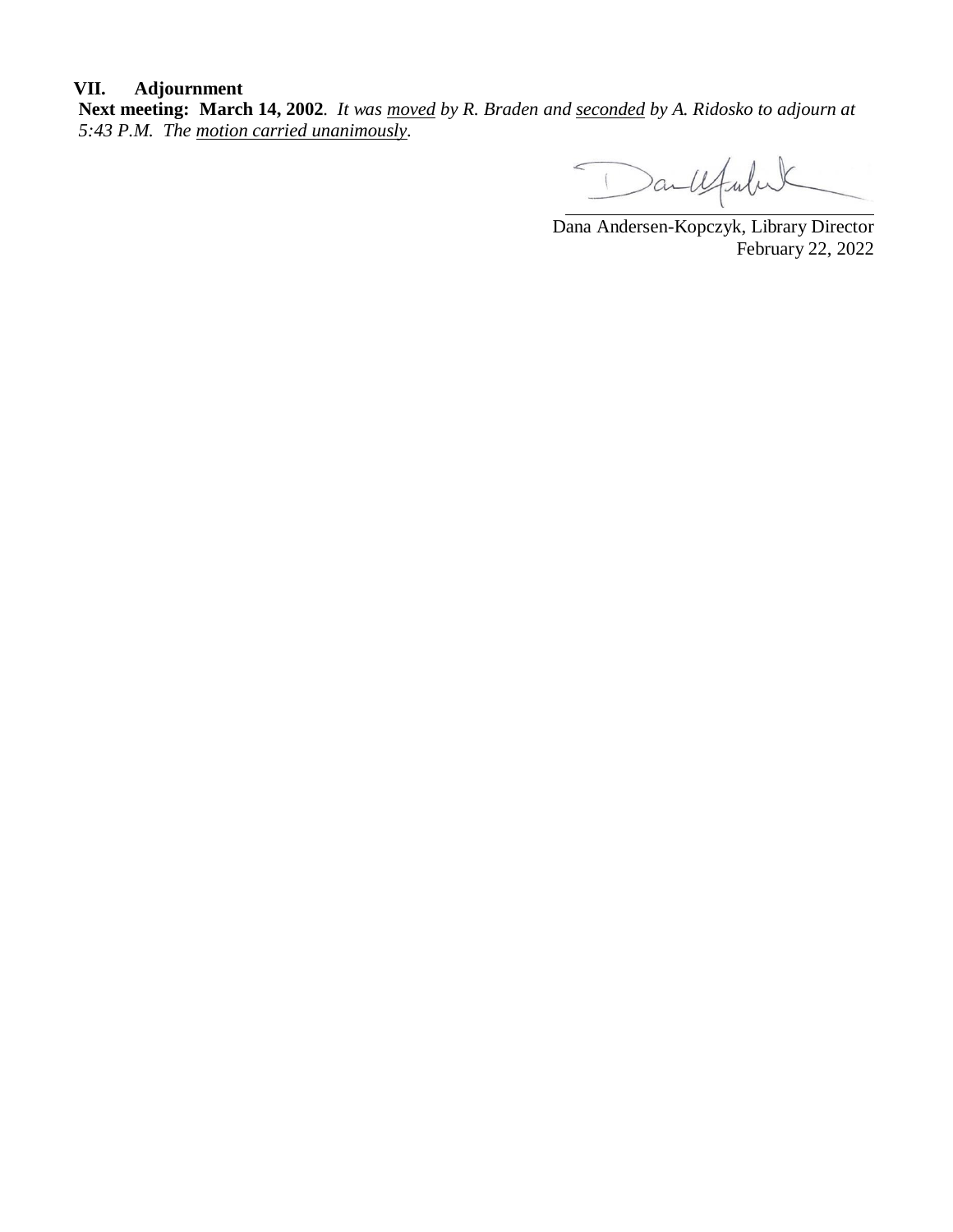## VII. Adjournment

**Next meeting: March 14, 2002**. *It was moved by R. Braden and seconded by A. Ridosko to adjourn at 5:43 P.M. The motion carried unanimously.*

Dana Andersen-Kopczyk, Library Director
February 22, 2022